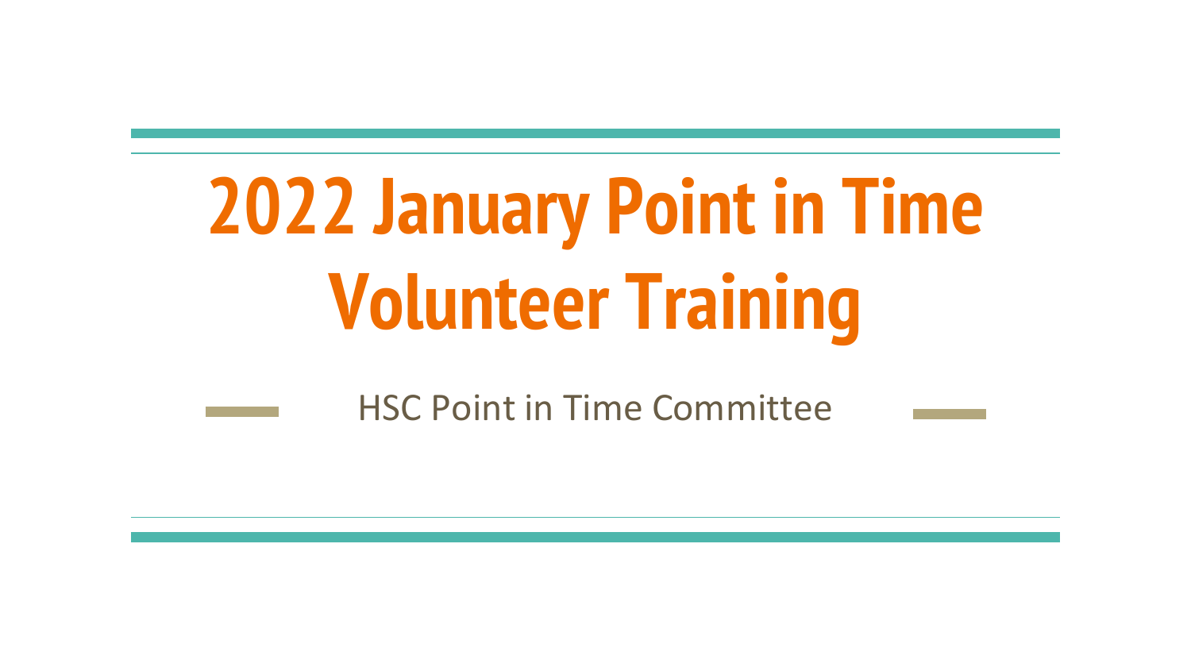# 2022 January Point in Time Volunteer Training

HSC Point in Time Committee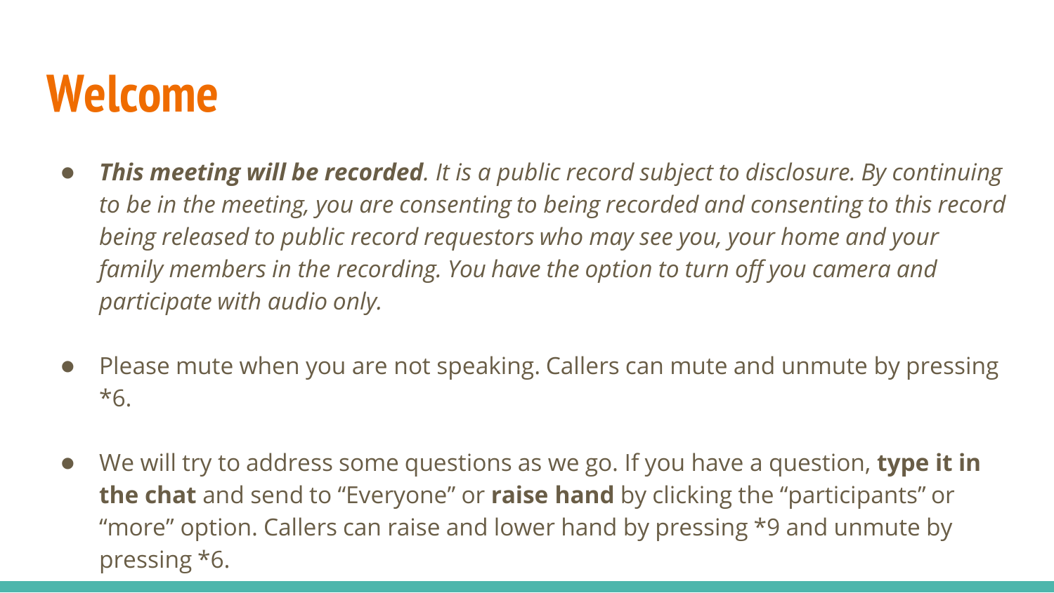# Welcome

- ***This meeting will be recorded****. It is a public record subject to disclosure. By continuing to be in the meeting, you are consenting to being recorded and consenting to this record being released to public record requestors who may see you, your home and your family members in the recording. You have the option to turn off you camera and participate with audio only.*

- Please mute when you are not speaking. Callers can mute and unmute by pressing *6.

- We will try to address some questions as we go. If you have a question, **type it in the chat** and send to "Everyone" or **raise hand** by clicking the "participants" or "more" option. Callers can raise and lower hand by pressing *9 and unmute by pressing *6.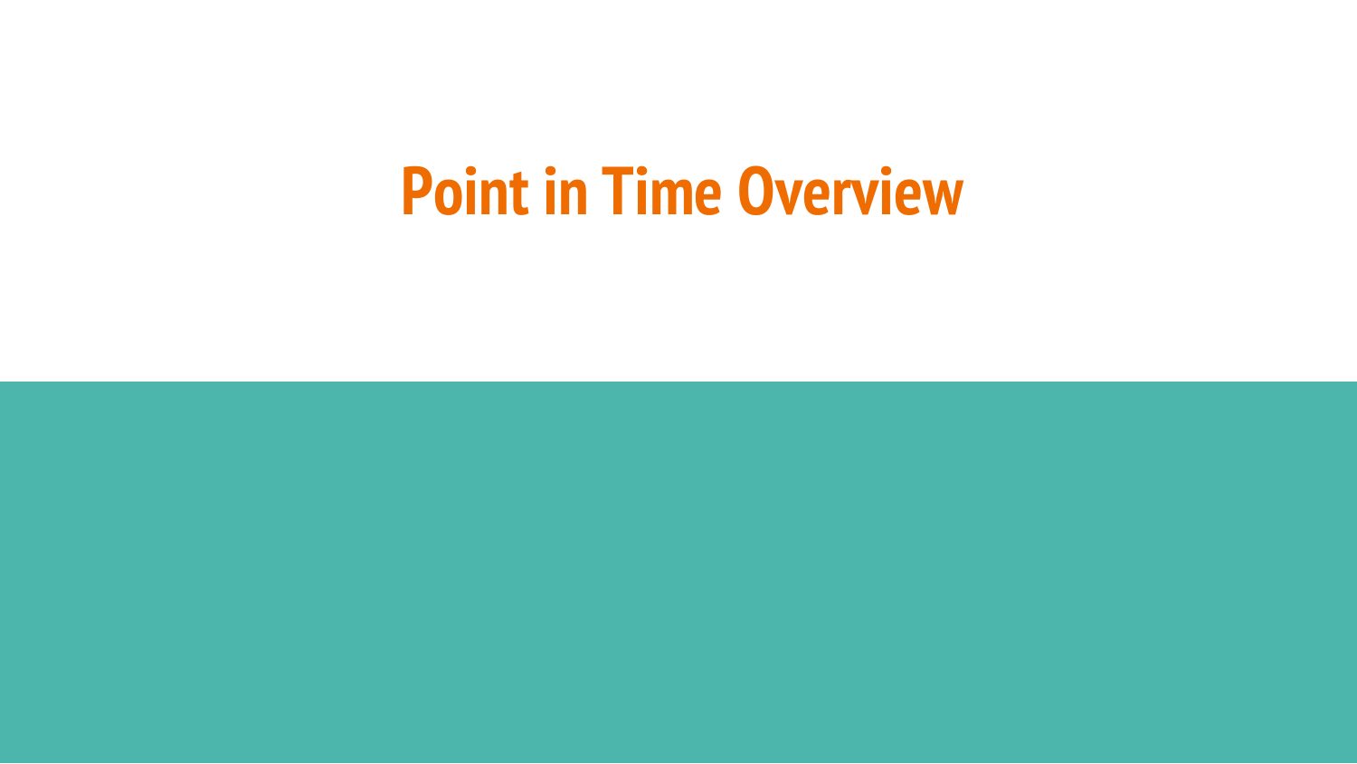# Point in Time Overview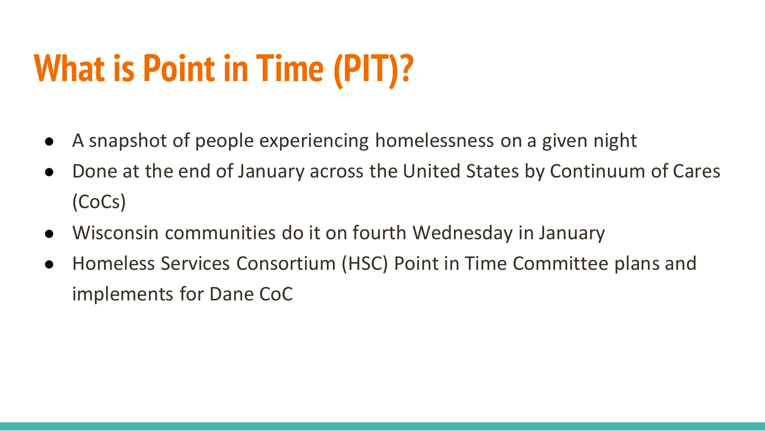# What is Point in Time (PIT)?

- A snapshot of people experiencing homelessness on a given night
- Done at the end of January across the United States by Continuum of Cares (CoCs)
- Wisconsin communities do it on fourth Wednesday in January
- Homeless Services Consortium (HSC) Point in Time Committee plans and implements for Dane CoC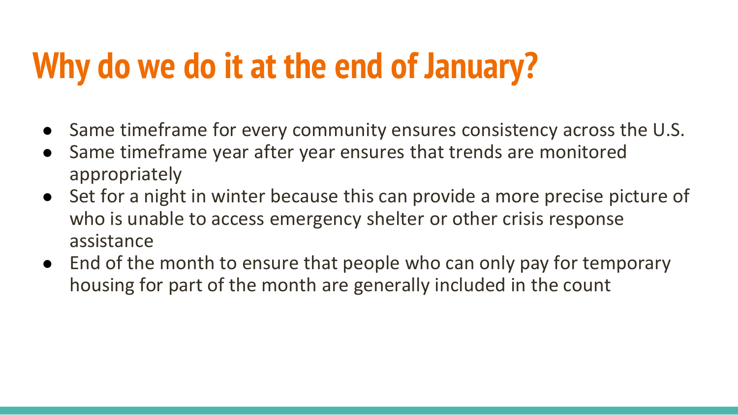# Why do we do it at the end of January?

- Same timeframe for every community ensures consistency across the U.S.
- Same timeframe year after year ensures that trends are monitored appropriately
- Set for a night in winter because this can provide a more precise picture of who is unable to access emergency shelter or other crisis response assistance
- End of the month to ensure that people who can only pay for temporary housing for part of the month are generally included in the count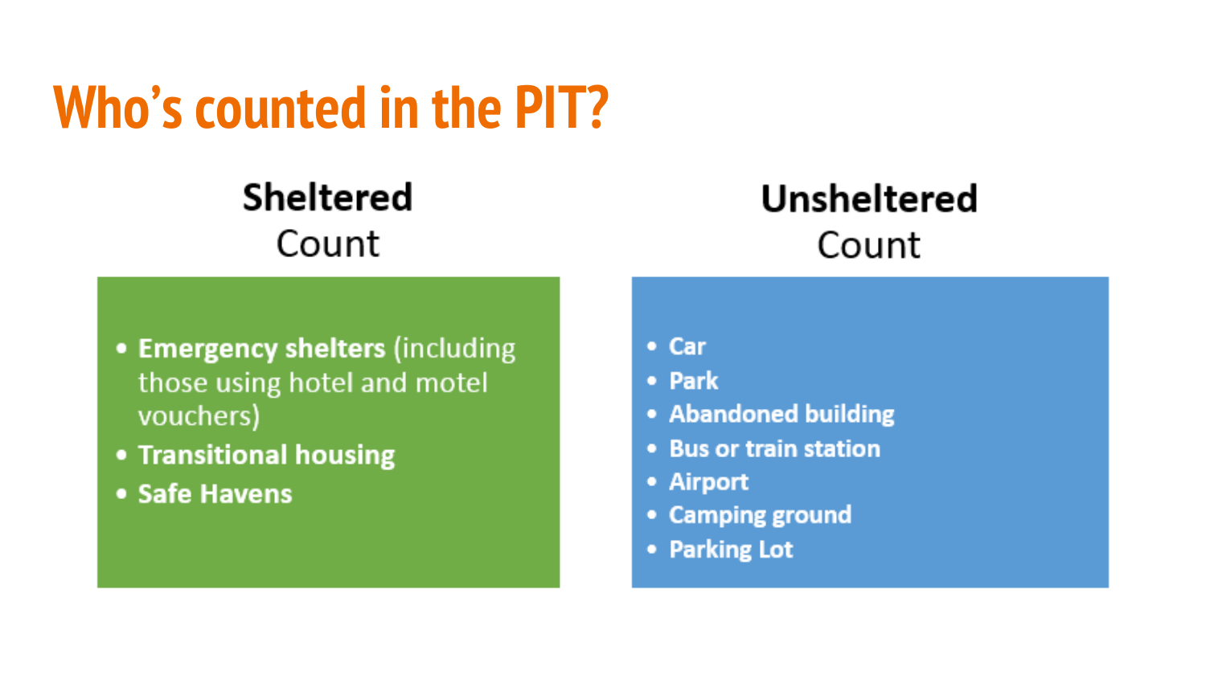# Who's counted in the PIT?

## **Sheltered** Count

- **Emergency shelters** (including those using hotel and motel vouchers)
- **Transitional housing**
- **Safe Havens**

## **Unsheltered** Count

- **Car**
- **Park**
- **Abandoned building**
- **Bus or train station**
- **Airport**
- **Camping ground**
- **Parking Lot**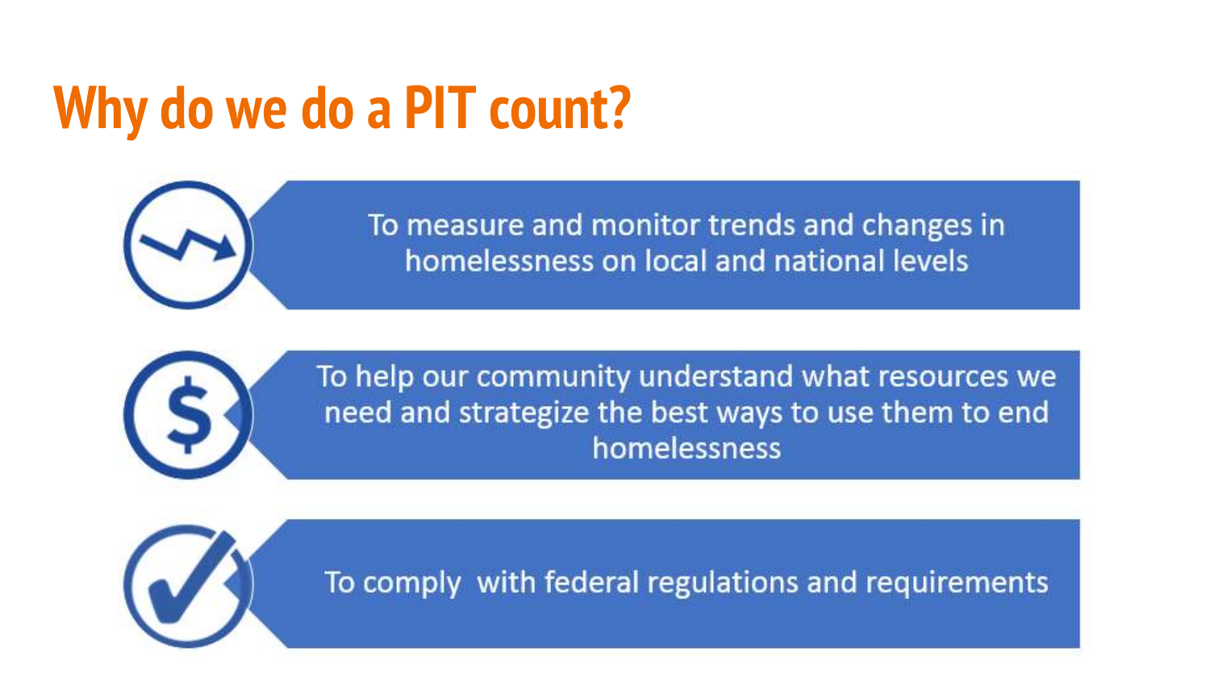# Why do we do a PIT count?

- To measure and monitor trends and changes in homelessness on local and national levels
- To help our community understand what resources we need and strategize the best ways to use them to end homelessness
- To comply  with federal regulations and requirements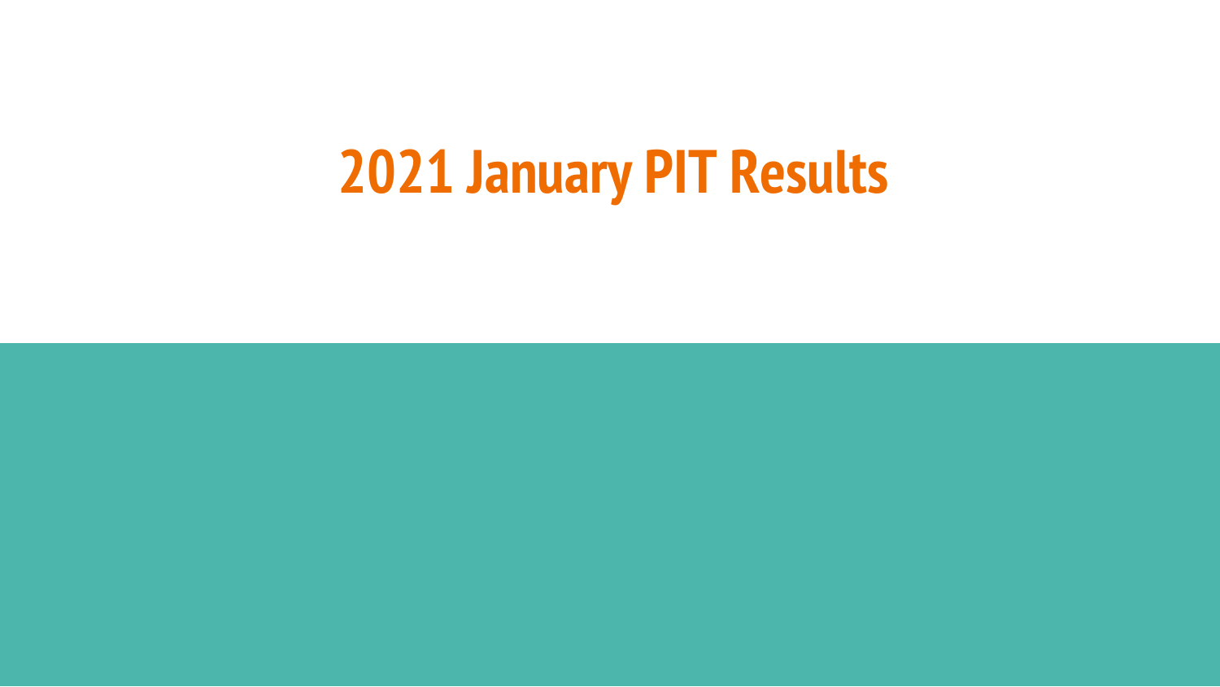# 2021 January PIT Results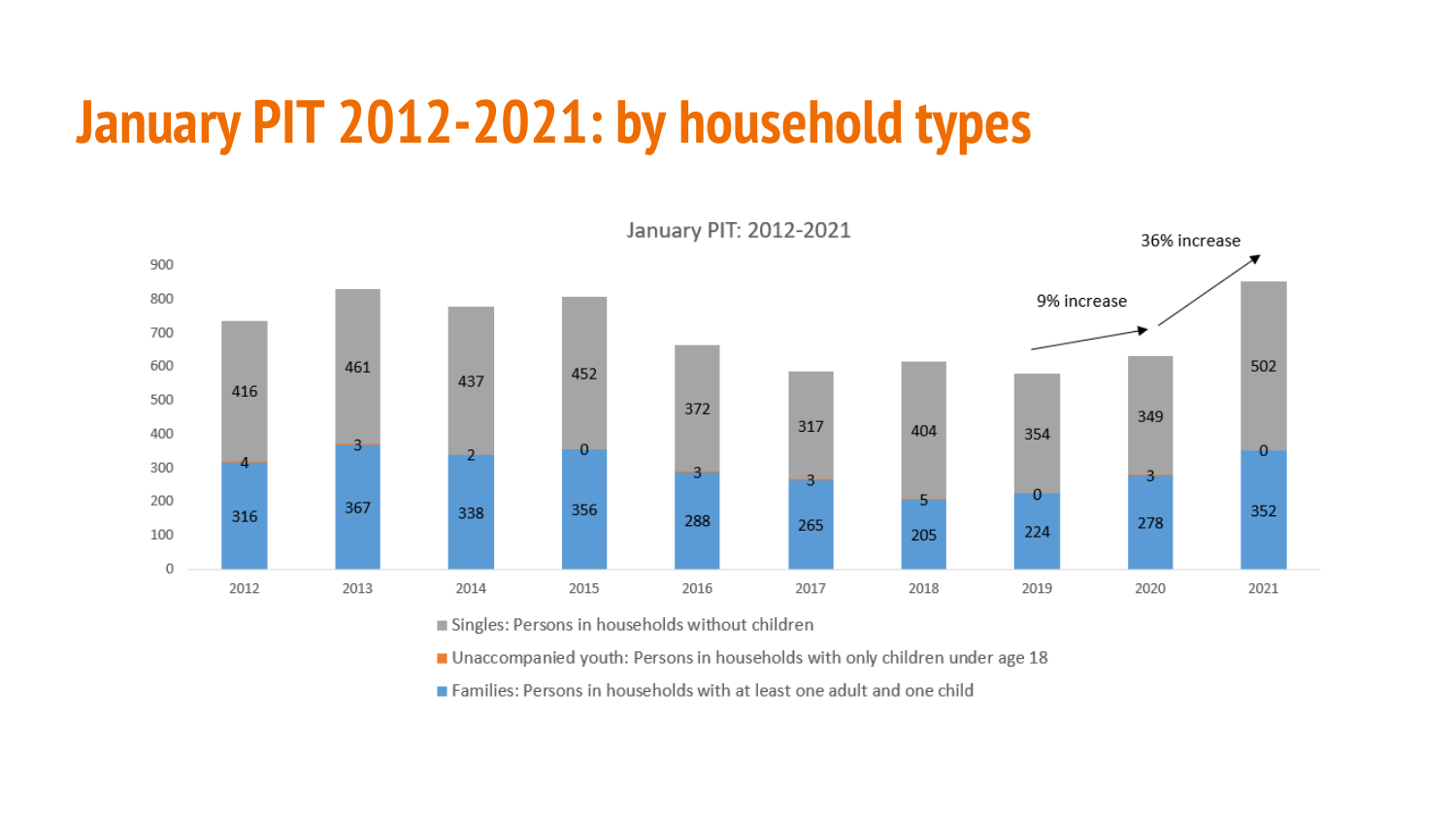# January PIT 2012-2021: by household types

January PIT: 2012-2021

| Year | Families: Persons in households with at least one adult and one child | Unaccompanied youth: Persons in households with only children under age 18 | Singles: Persons in households without children |
|---|---|---|---|
| 2012 | 316 | 4 | 416 |
| 2013 | 367 | 3 | 461 |
| 2014 | 338 | 2 | 437 |
| 2015 | 356 | 0 | 452 |
| 2016 | 288 | 3 | 372 |
| 2017 | 265 | 3 | 317 |
| 2018 | 205 | 5 | 404 |
| 2019 | 224 | 0 | 354 |
| 2020 | 278 | 3 | 349 |
| 2021 | 352 | 0 | 502 |

9% increase

36% increase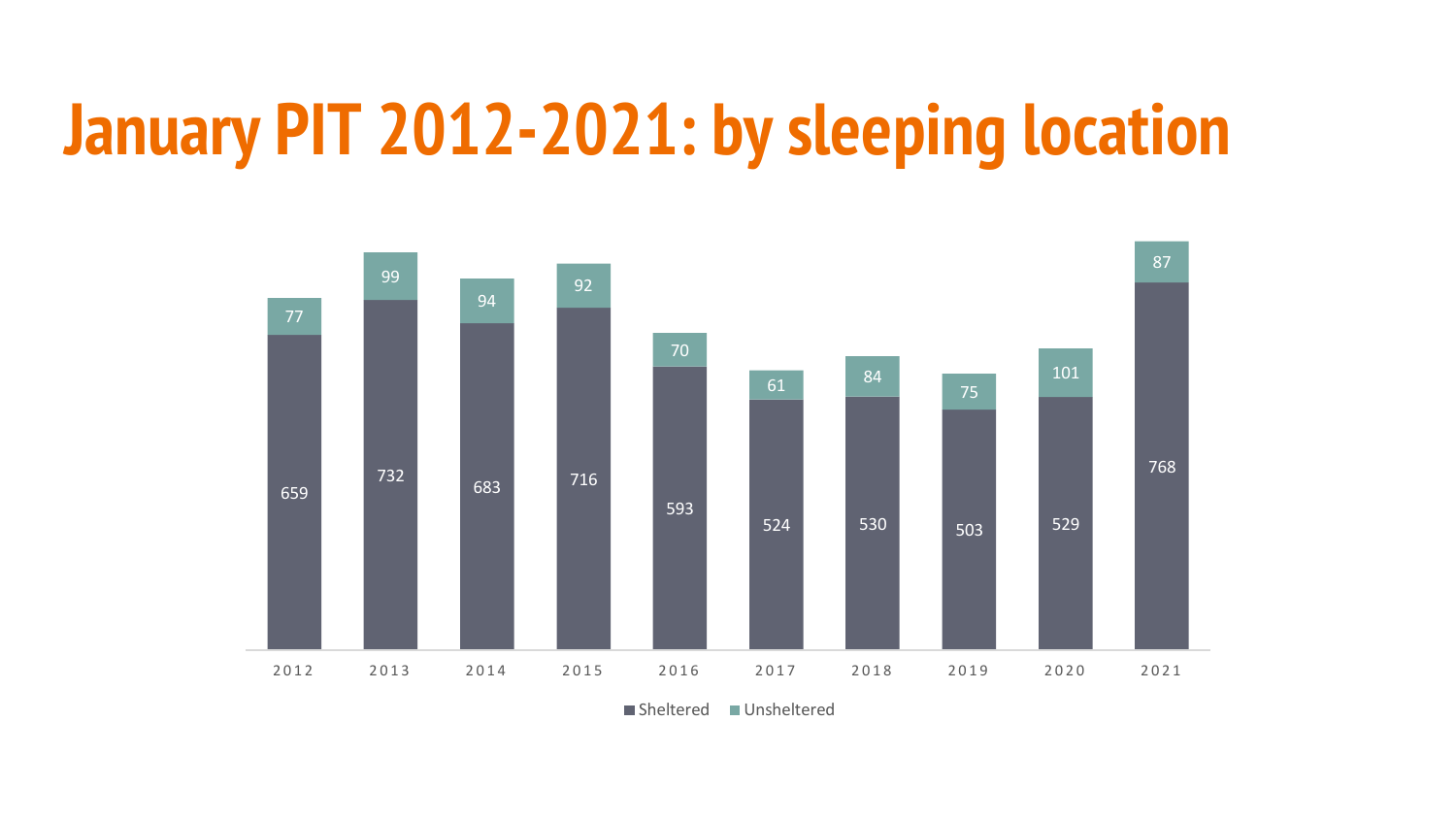# January PIT 2012-2021: by sleeping location

| Year | Sheltered | Unsheltered |
|---|---|---|
| 2012 | 659 | 77 |
| 2013 | 732 | 99 |
| 2014 | 683 | 94 |
| 2015 | 716 | 92 |
| 2016 | 593 | 70 |
| 2017 | 524 | 61 |
| 2018 | 530 | 84 |
| 2019 | 503 | 75 |
| 2020 | 529 | 101 |
| 2021 | 768 | 87 |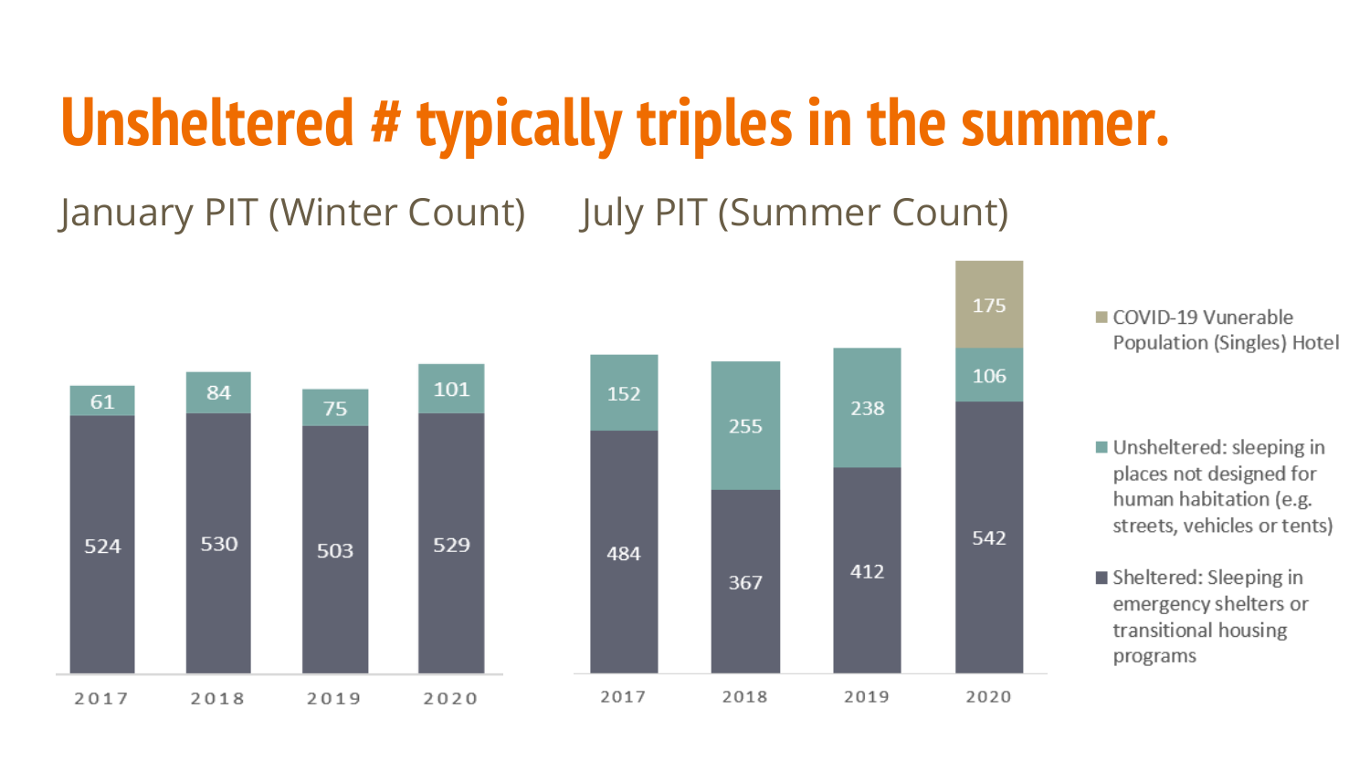# Unsheltered # typically triples in the summer.

## January PIT (Winter Count)

| Year | Sheltered | Unsheltered |
|---|---|---|
| 2017 | 524 | 61 |
| 2018 | 530 | 84 |
| 2019 | 503 | 75 |
| 2020 | 529 | 101 |

## July PIT (Summer Count)

| Year | Sheltered | Unsheltered | COVID-19 Vunerable Population (Singles) Hotel |
|---|---|---|---|
| 2017 | 484 | 152 | |
| 2018 | 367 | 255 | |
| 2019 | 412 | 238 | |
| 2020 | 542 | 106 | 175 |

- COVID-19 Vunerable Population (Singles) Hotel
- Unsheltered: sleeping in places not designed for human habitation (e.g. streets, vehicles or tents)
- Sheltered: Sleeping in emergency shelters or transitional housing programs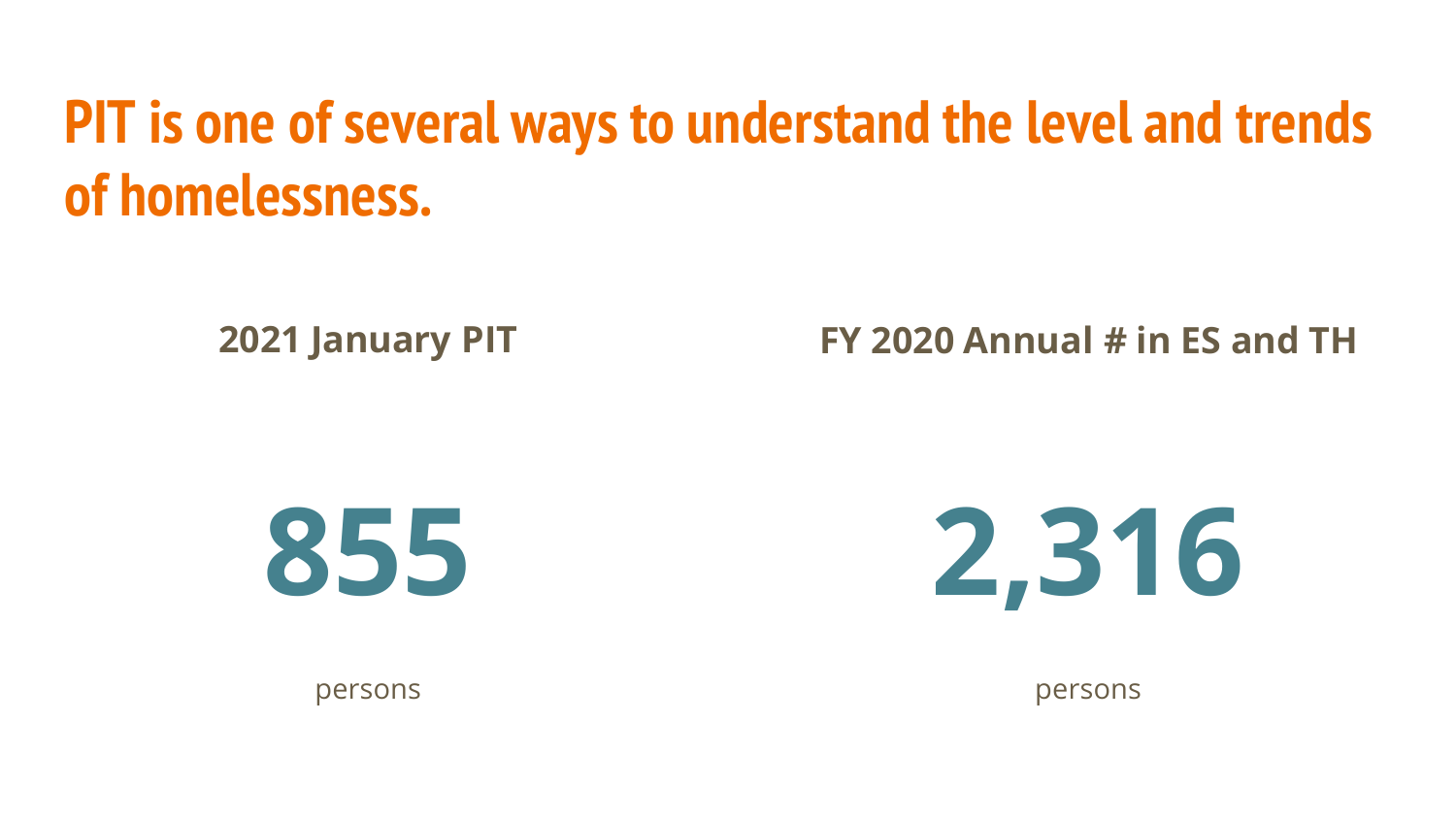# PIT is one of several ways to understand the level and trends of homelessness.

**2021 January PIT**

**855**

persons

**FY 2020 Annual # in ES and TH**

**2,316**

persons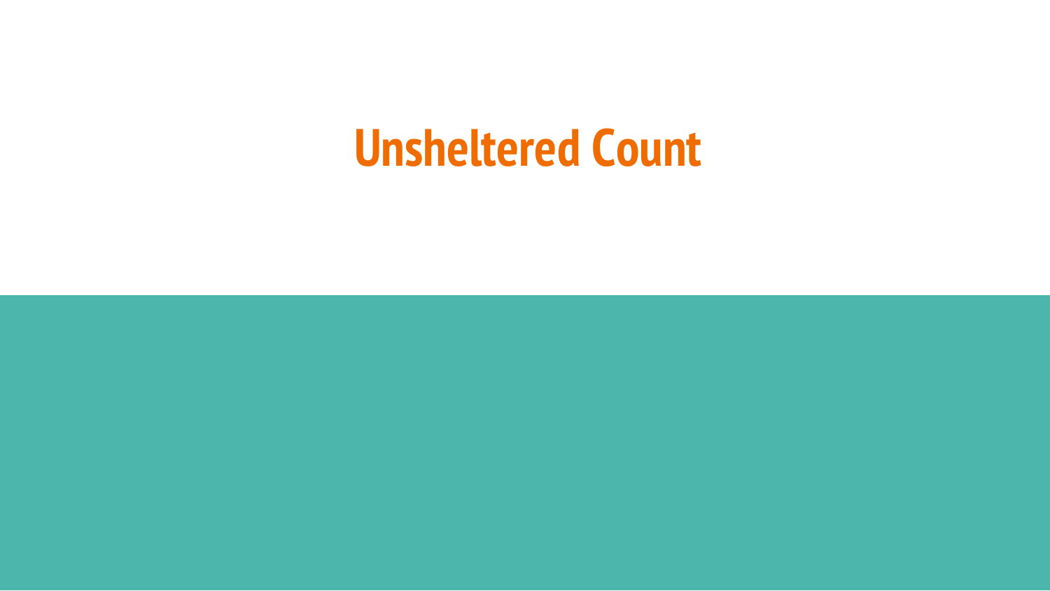# Unsheltered Count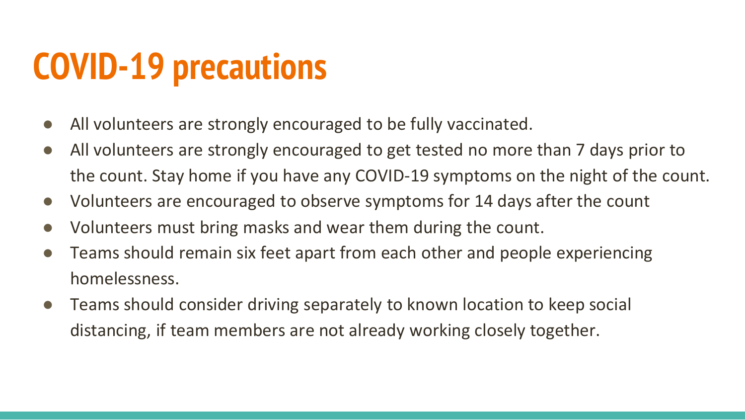# COVID-19 precautions

- All volunteers are strongly encouraged to be fully vaccinated.
- All volunteers are strongly encouraged to get tested no more than 7 days prior to the count. Stay home if you have any COVID-19 symptoms on the night of the count.
- Volunteers are encouraged to observe symptoms for 14 days after the count
- Volunteers must bring masks and wear them during the count.
- Teams should remain six feet apart from each other and people experiencing homelessness.
- Teams should consider driving separately to known location to keep social distancing, if team members are not already working closely together.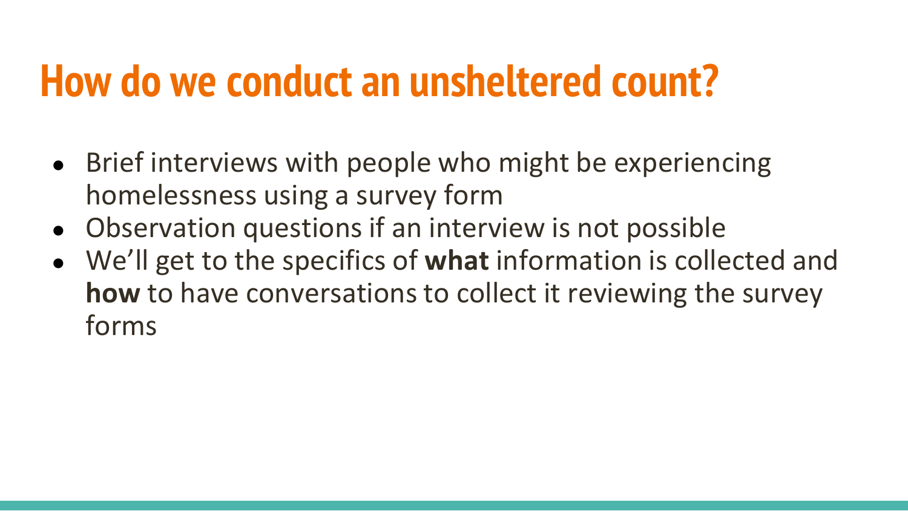# How do we conduct an unsheltered count?

- Brief interviews with people who might be experiencing homelessness using a survey form
- Observation questions if an interview is not possible
- We'll get to the specifics of **what** information is collected and **how** to have conversations to collect it reviewing the survey forms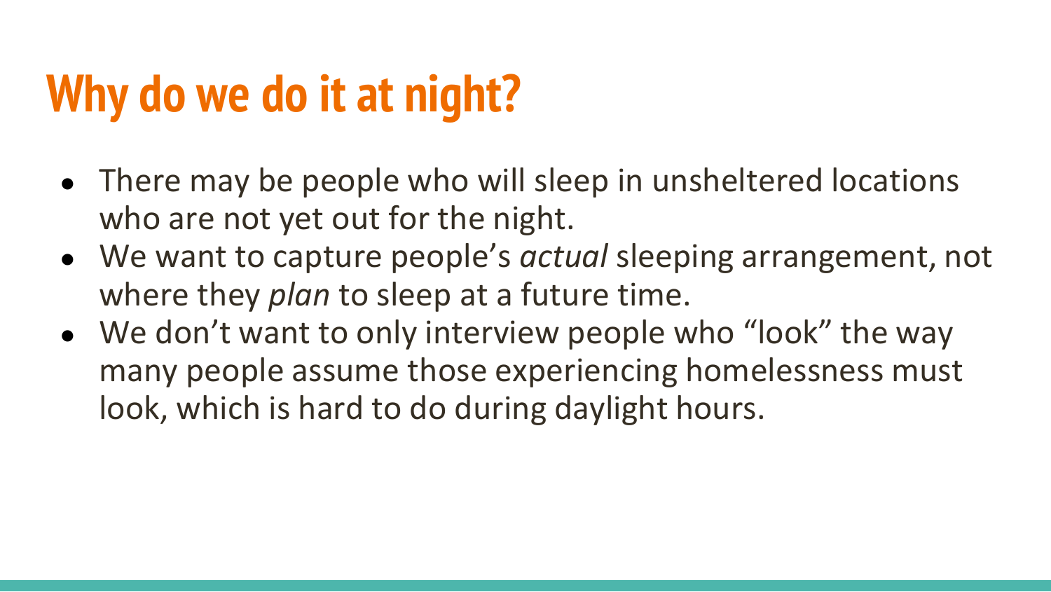# Why do we do it at night?

- There may be people who will sleep in unsheltered locations who are not yet out for the night.
- We want to capture people's *actual* sleeping arrangement, not where they *plan* to sleep at a future time.
- We don't want to only interview people who "look" the way many people assume those experiencing homelessness must look, which is hard to do during daylight hours.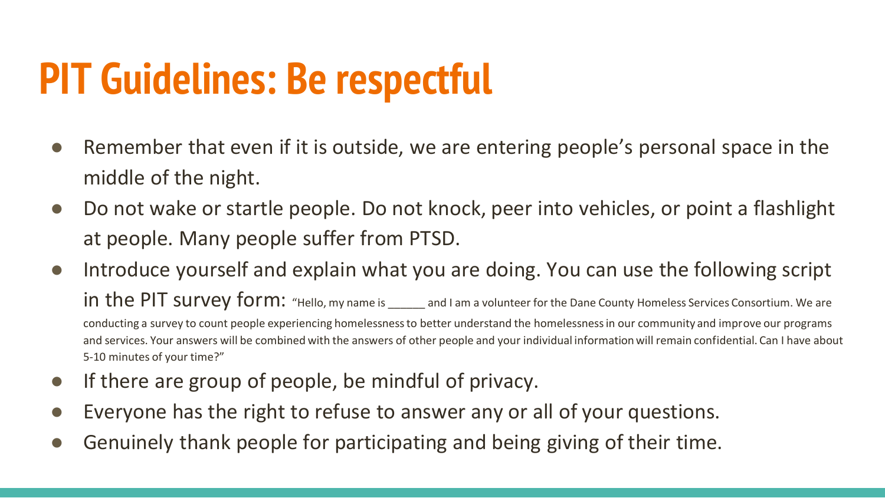# PIT Guidelines: Be respectful

- Remember that even if it is outside, we are entering people's personal space in the middle of the night.
- Do not wake or startle people. Do not knock, peer into vehicles, or point a flashlight at people. Many people suffer from PTSD.
- Introduce yourself and explain what you are doing. You can use the following script in the PIT survey form: "Hello, my name is ______ and I am a volunteer for the Dane County Homeless Services Consortium. We are conducting a survey to count people experiencing homelessness to better understand the homelessness in our community and improve our programs and services. Your answers will be combined with the answers of other people and your individual information will remain confidential. Can I have about 5-10 minutes of your time?"
- If there are group of people, be mindful of privacy.
- Everyone has the right to refuse to answer any or all of your questions.
- Genuinely thank people for participating and being giving of their time.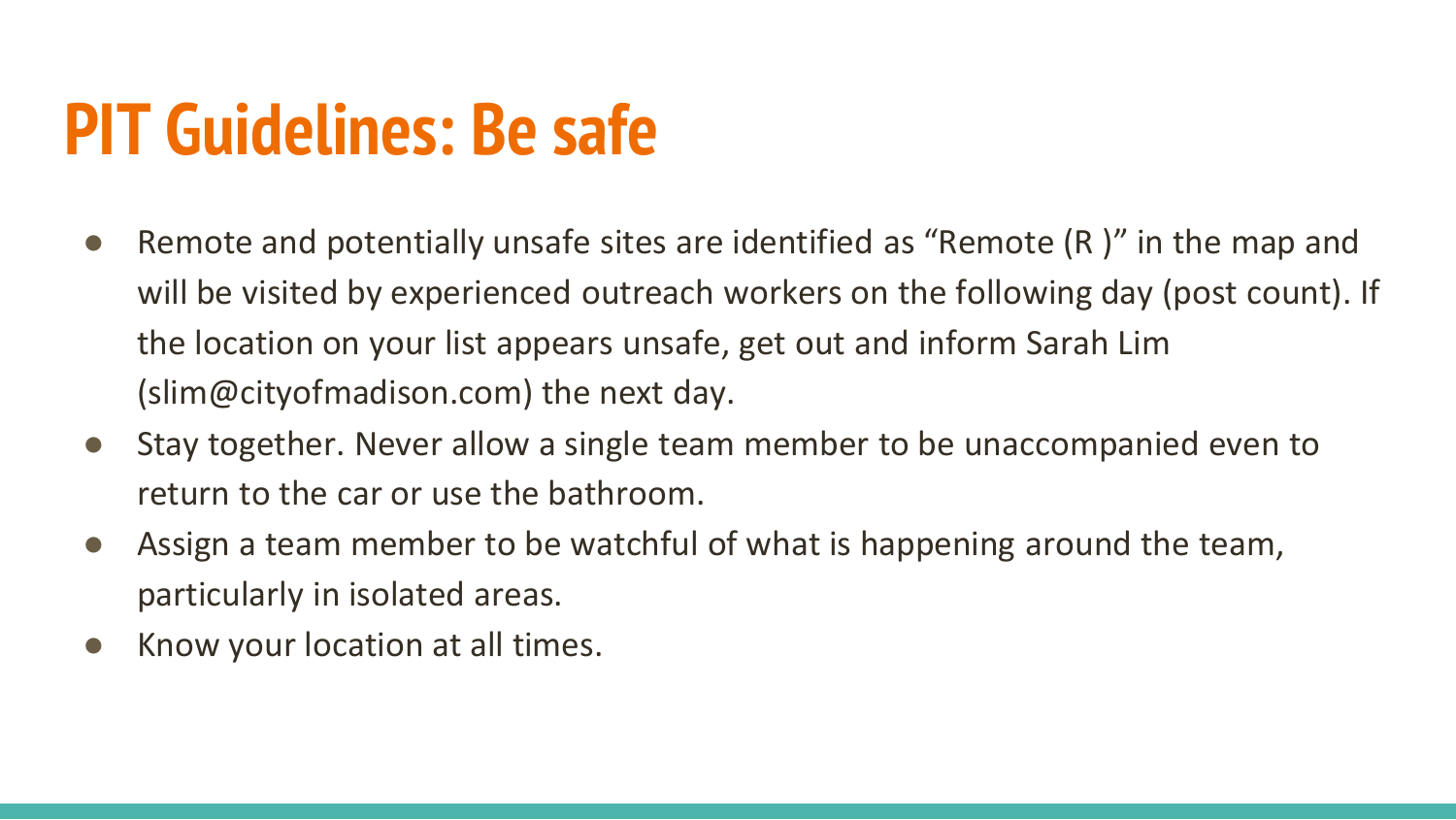# PIT Guidelines: Be safe

- Remote and potentially unsafe sites are identified as "Remote (R )" in the map and will be visited by experienced outreach workers on the following day (post count). If the location on your list appears unsafe, get out and inform Sarah Lim (slim@cityofmadison.com) the next day.
- Stay together. Never allow a single team member to be unaccompanied even to return to the car or use the bathroom.
- Assign a team member to be watchful of what is happening around the team, particularly in isolated areas.
- Know your location at all times.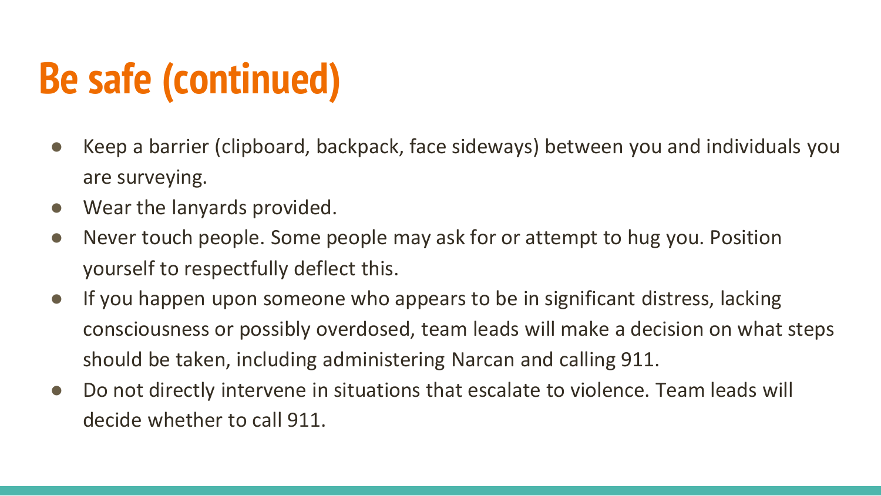# Be safe (continued)

- Keep a barrier (clipboard, backpack, face sideways) between you and individuals you are surveying.
- Wear the lanyards provided.
- Never touch people. Some people may ask for or attempt to hug you. Position yourself to respectfully deflect this.
- If you happen upon someone who appears to be in significant distress, lacking consciousness or possibly overdosed, team leads will make a decision on what steps should be taken, including administering Narcan and calling 911.
- Do not directly intervene in situations that escalate to violence. Team leads will decide whether to call 911.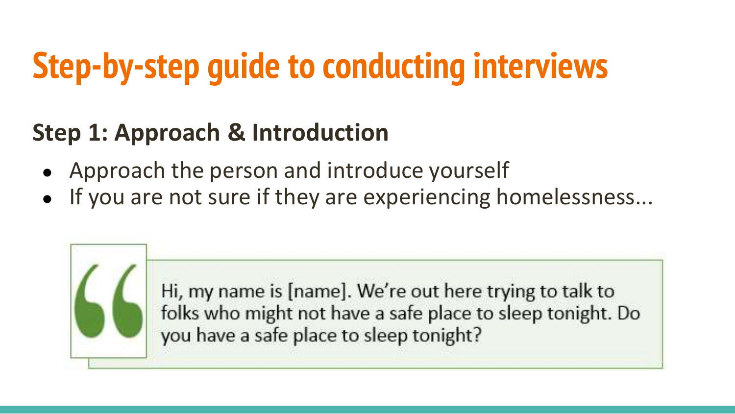# Step-by-step guide to conducting interviews

## Step 1: Approach & Introduction

- Approach the person and introduce yourself
- If you are not sure if they are experiencing homelessness...

> Hi, my name is [name]. We're out here trying to talk to folks who might not have a safe place to sleep tonight. Do you have a safe place to sleep tonight?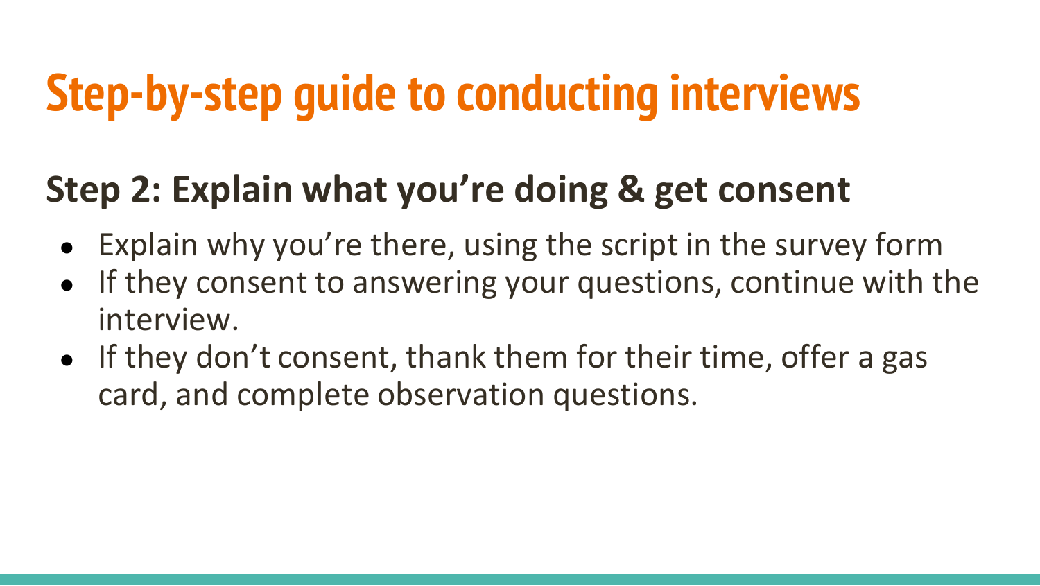# Step-by-step guide to conducting interviews

## Step 2: Explain what you're doing & get consent

- Explain why you're there, using the script in the survey form
- If they consent to answering your questions, continue with the interview.
- If they don't consent, thank them for their time, offer a gas card, and complete observation questions.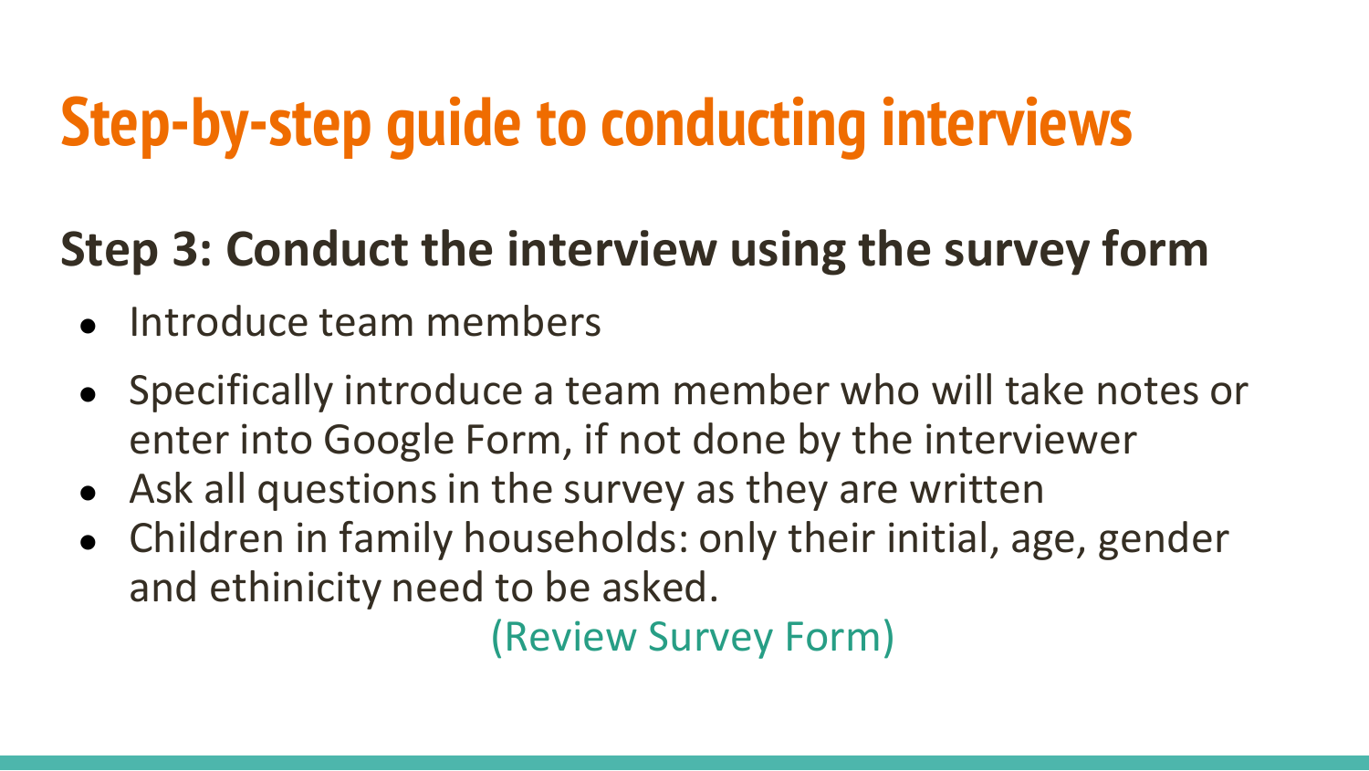# Step-by-step guide to conducting interviews

## Step 3: Conduct the interview using the survey form

- Introduce team members
- Specifically introduce a team member who will take notes or enter into Google Form, if not done by the interviewer
- Ask all questions in the survey as they are written
- Children in family households: only their initial, age, gender and ethinicity need to be asked.

(Review Survey Form)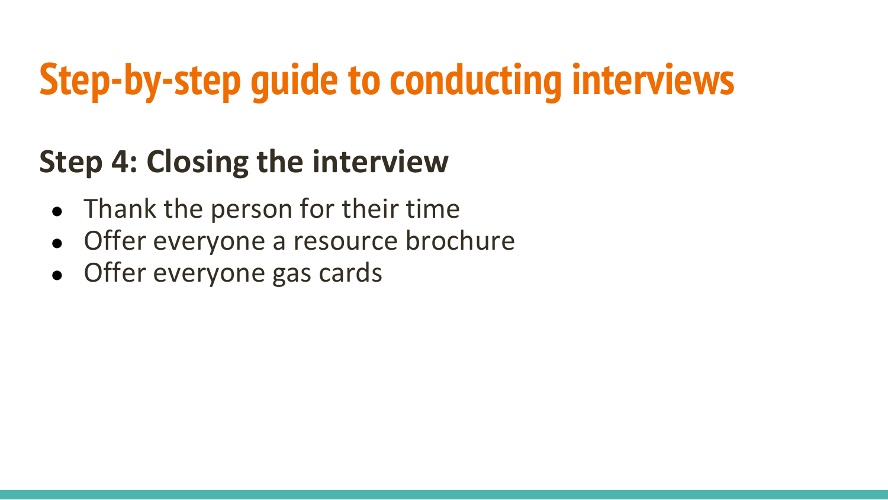# Step-by-step guide to conducting interviews

## Step 4: Closing the interview

- Thank the person for their time
- Offer everyone a resource brochure
- Offer everyone gas cards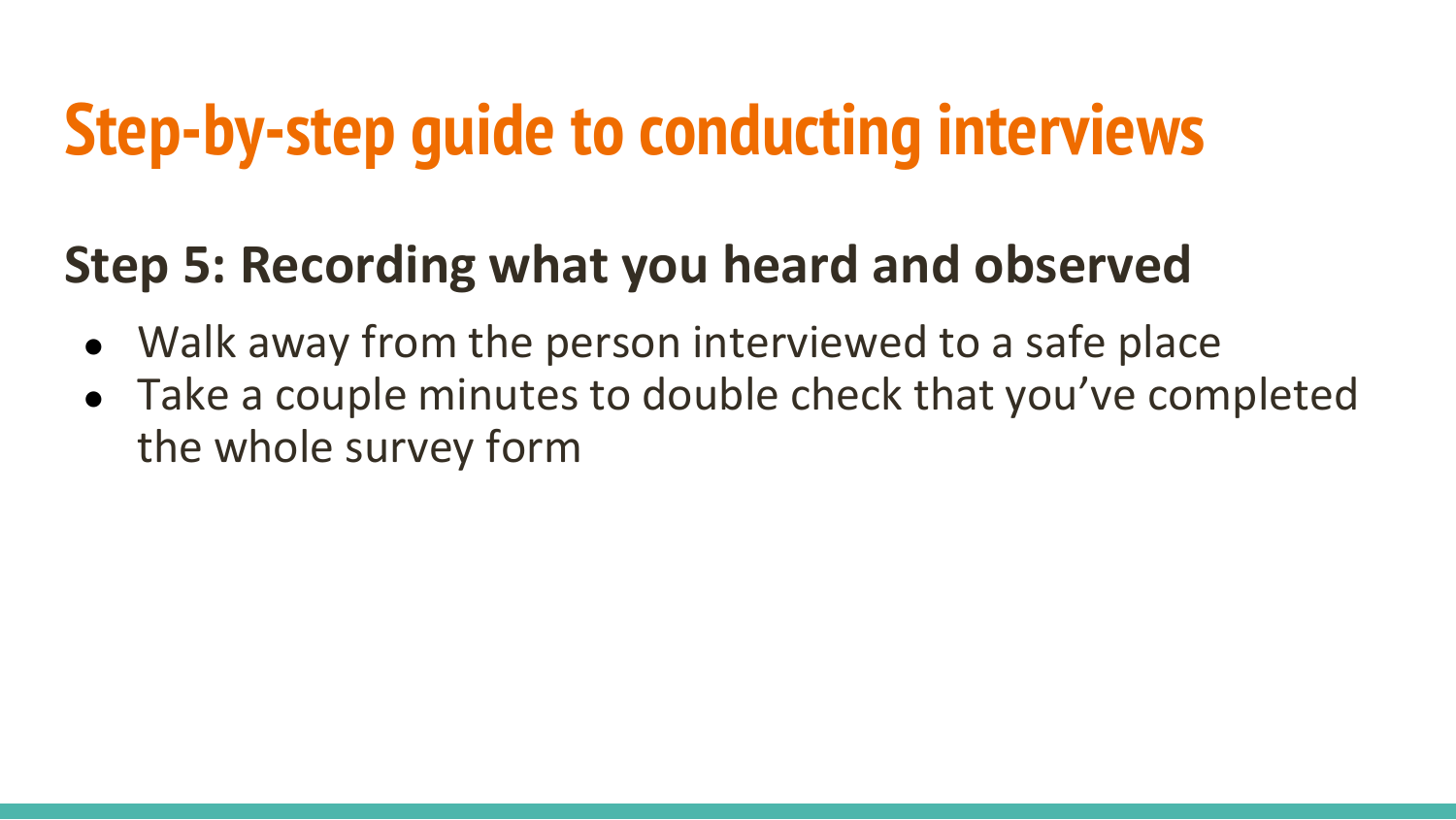# Step-by-step guide to conducting interviews

## Step 5: Recording what you heard and observed

- Walk away from the person interviewed to a safe place
- Take a couple minutes to double check that you've completed the whole survey form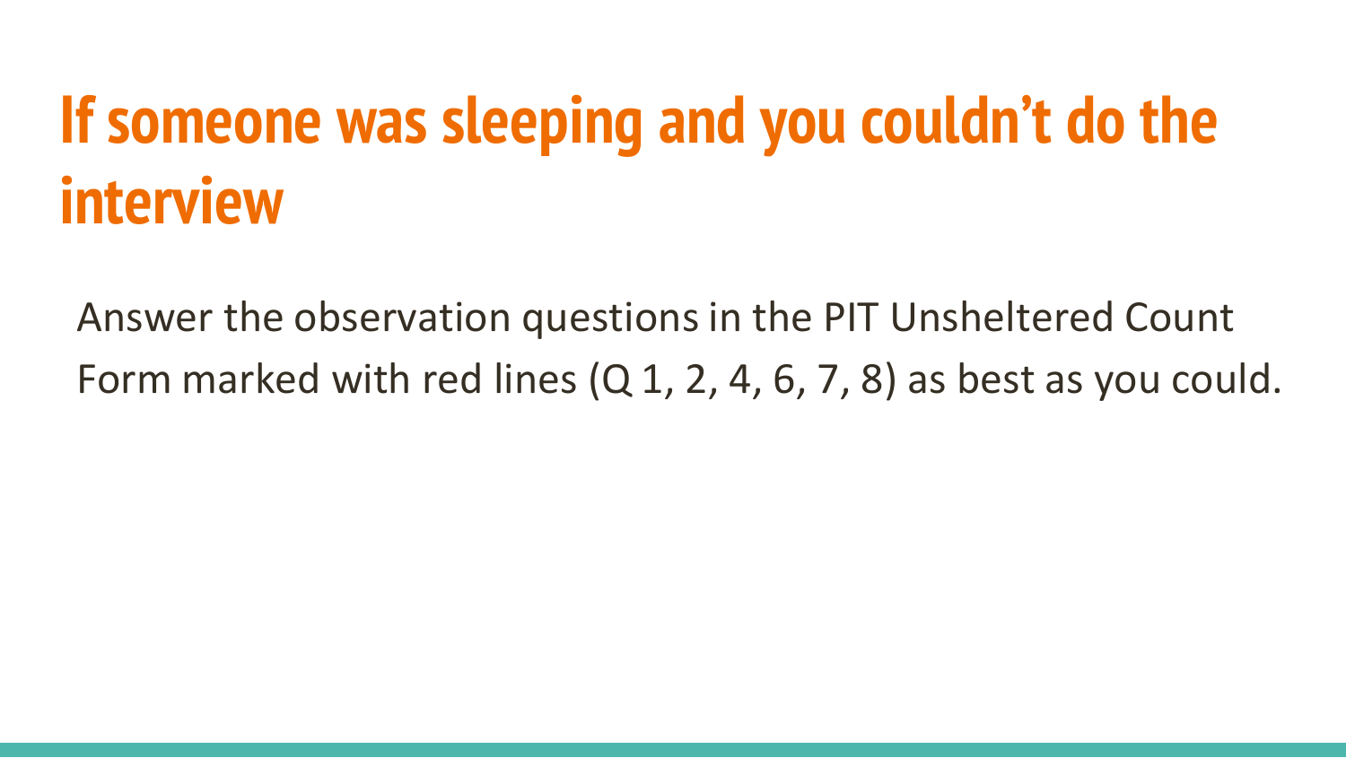# If someone was sleeping and you couldn't do the interview

Answer the observation questions in the PIT Unsheltered Count Form marked with red lines (Q 1, 2, 4, 6, 7, 8) as best as you could.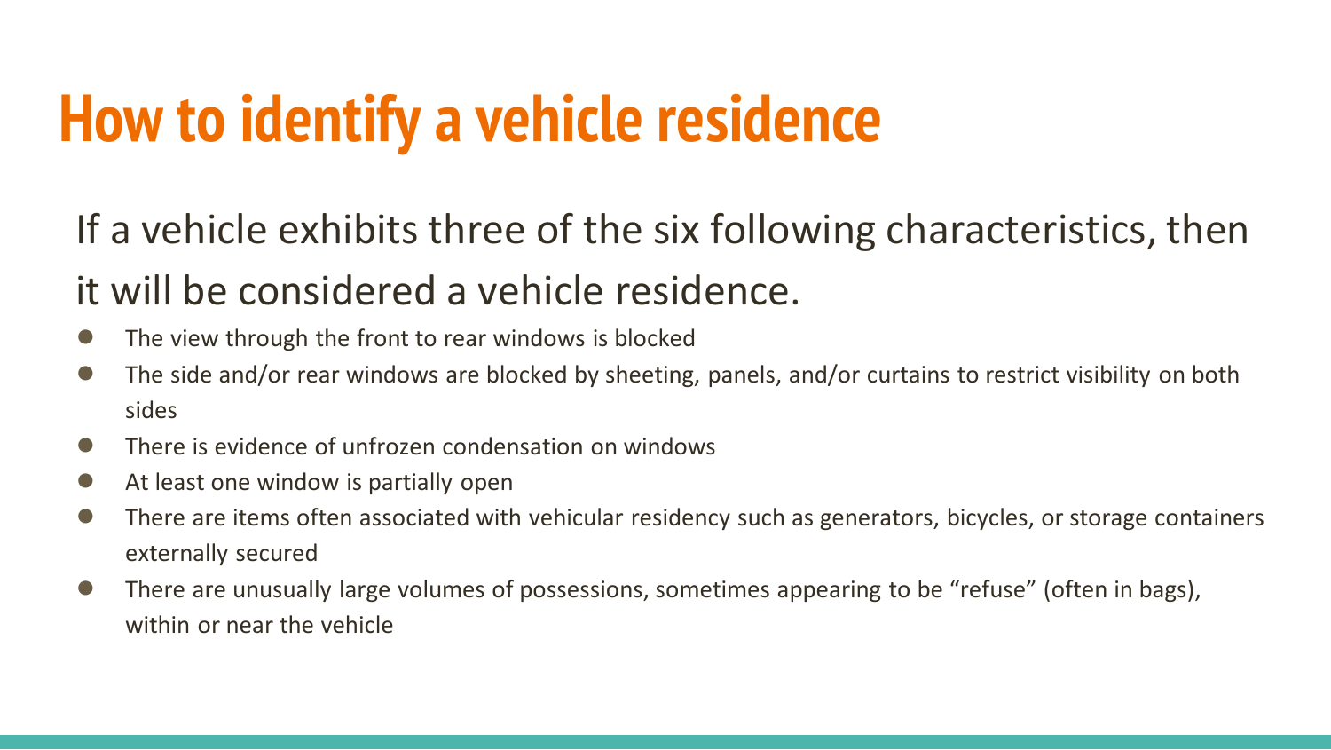# How to identify a vehicle residence

If a vehicle exhibits three of the six following characteristics, then it will be considered a vehicle residence.

- The view through the front to rear windows is blocked
- The side and/or rear windows are blocked by sheeting, panels, and/or curtains to restrict visibility on both sides
- There is evidence of unfrozen condensation on windows
- At least one window is partially open
- There are items often associated with vehicular residency such as generators, bicycles, or storage containers externally secured
- There are unusually large volumes of possessions, sometimes appearing to be “refuse” (often in bags), within or near the vehicle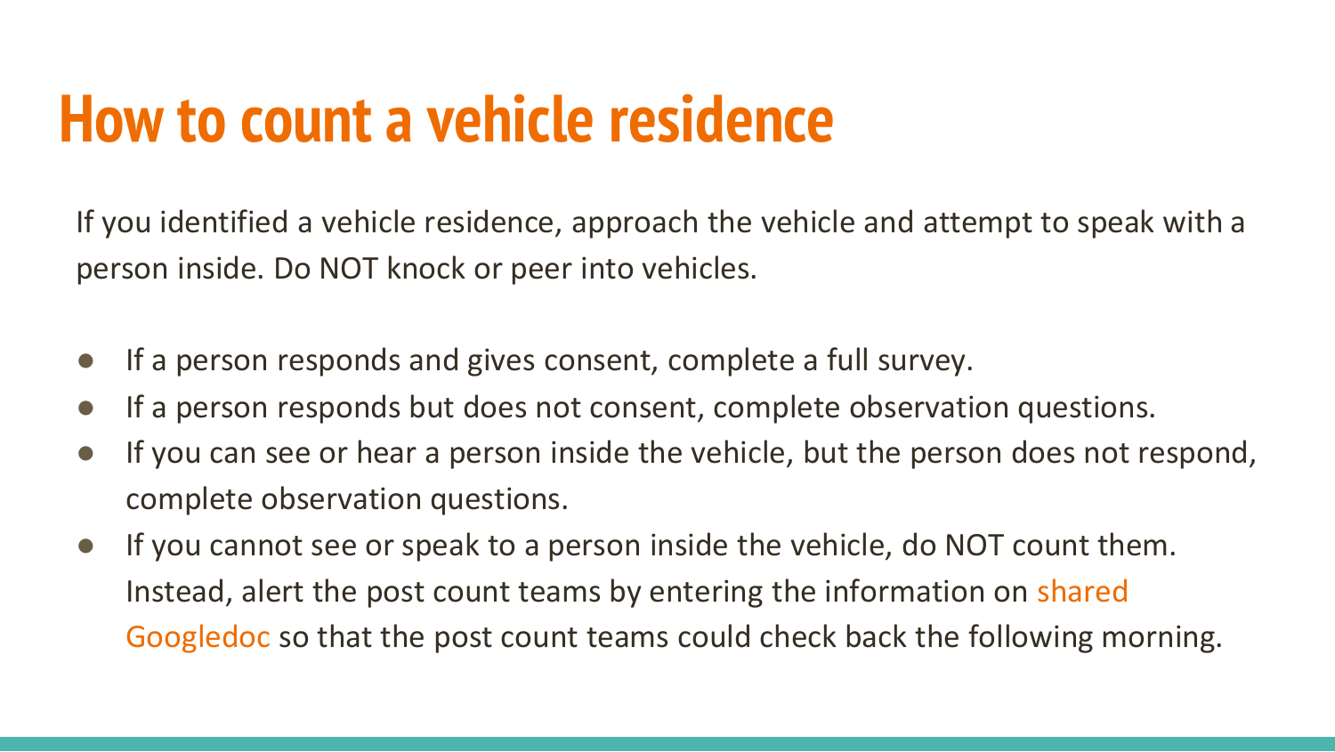# How to count a vehicle residence

If you identified a vehicle residence, approach the vehicle and attempt to speak with a person inside. Do NOT knock or peer into vehicles.

- If a person responds and gives consent, complete a full survey.
- If a person responds but does not consent, complete observation questions.
- If you can see or hear a person inside the vehicle, but the person does not respond, complete observation questions.
- If you cannot see or speak to a person inside the vehicle, do NOT count them. Instead, alert the post count teams by entering the information on shared Googledoc so that the post count teams could check back the following morning.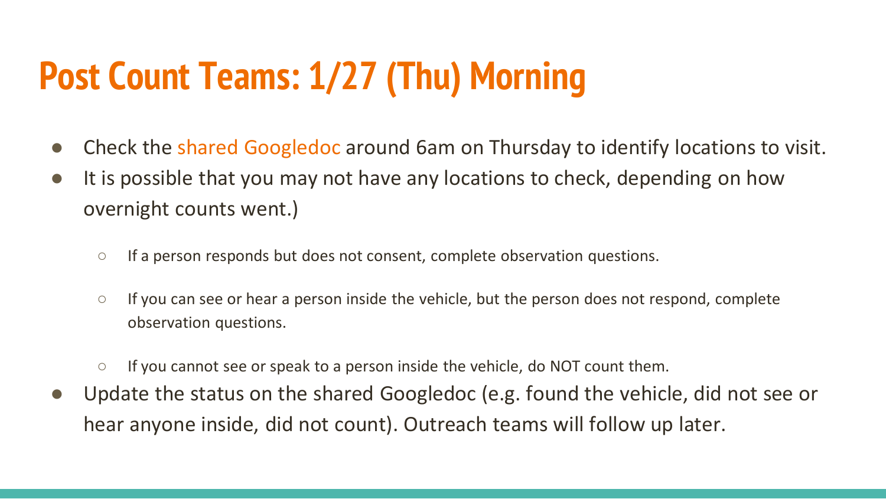# Post Count Teams: 1/27 (Thu) Morning

- Check the shared Googledoc around 6am on Thursday to identify locations to visit.
- It is possible that you may not have any locations to check, depending on how overnight counts went.)
  - If a person responds but does not consent, complete observation questions.
  - If you can see or hear a person inside the vehicle, but the person does not respond, complete observation questions.
  - If you cannot see or speak to a person inside the vehicle, do NOT count them.
- Update the status on the shared Googledoc (e.g. found the vehicle, did not see or hear anyone inside, did not count). Outreach teams will follow up later.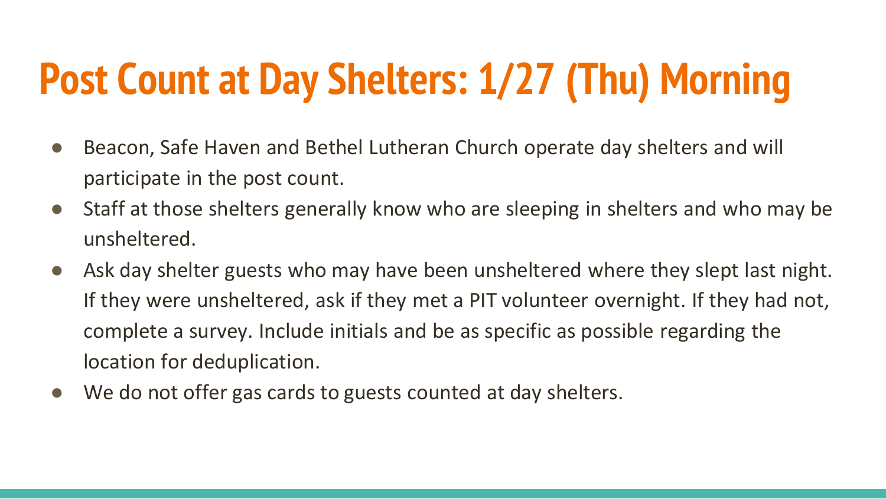# Post Count at Day Shelters: 1/27 (Thu) Morning

- Beacon, Safe Haven and Bethel Lutheran Church operate day shelters and will participate in the post count.
- Staff at those shelters generally know who are sleeping in shelters and who may be unsheltered.
- Ask day shelter guests who may have been unsheltered where they slept last night. If they were unsheltered, ask if they met a PIT volunteer overnight. If they had not, complete a survey. Include initials and be as specific as possible regarding the location for deduplication.
- We do not offer gas cards to guests counted at day shelters.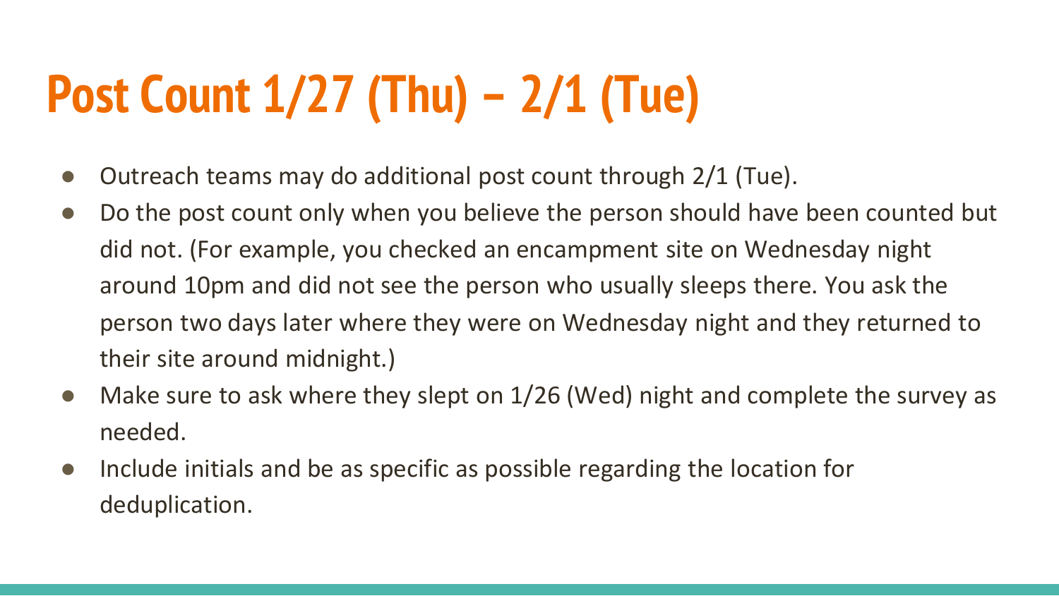# Post Count 1/27 (Thu) – 2/1 (Tue)

- Outreach teams may do additional post count through 2/1 (Tue).
- Do the post count only when you believe the person should have been counted but did not. (For example, you checked an encampment site on Wednesday night around 10pm and did not see the person who usually sleeps there. You ask the person two days later where they were on Wednesday night and they returned to their site around midnight.)
- Make sure to ask where they slept on 1/26 (Wed) night and complete the survey as needed.
- Include initials and be as specific as possible regarding the location for deduplication.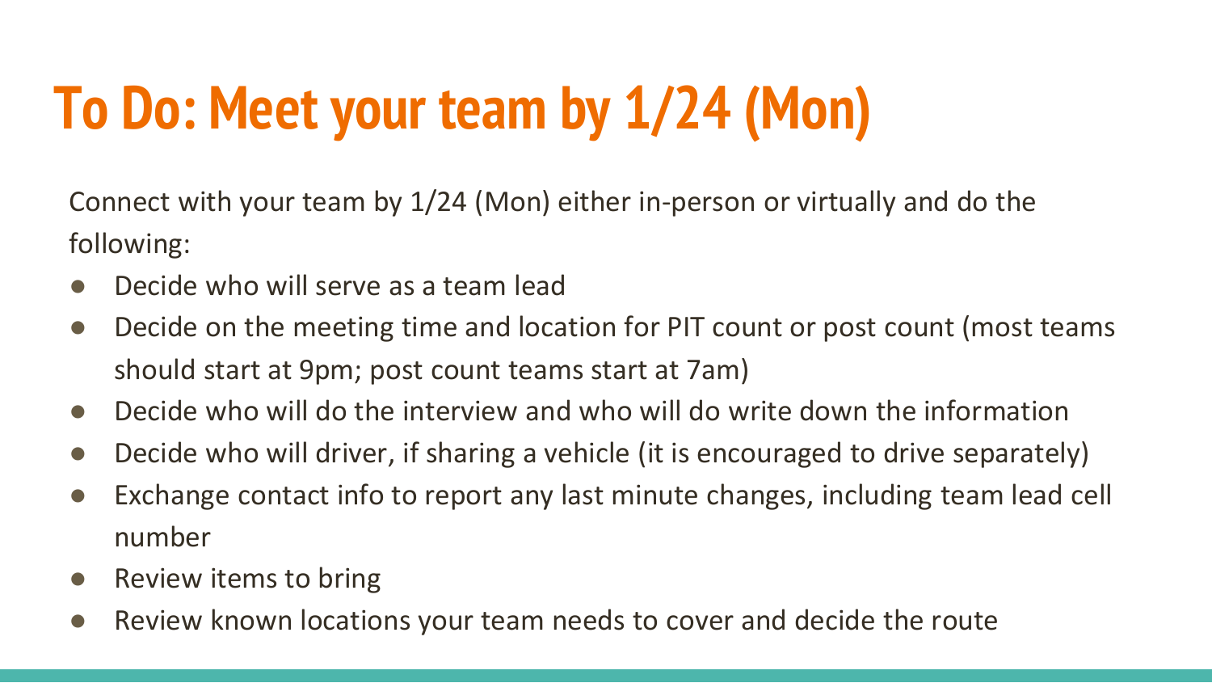# To Do: Meet your team by 1/24 (Mon)

Connect with your team by 1/24 (Mon) either in-person or virtually and do the following:

- Decide who will serve as a team lead
- Decide on the meeting time and location for PIT count or post count (most teams should start at 9pm; post count teams start at 7am)
- Decide who will do the interview and who will do write down the information
- Decide who will driver, if sharing a vehicle (it is encouraged to drive separately)
- Exchange contact info to report any last minute changes, including team lead cell number
- Review items to bring
- Review known locations your team needs to cover and decide the route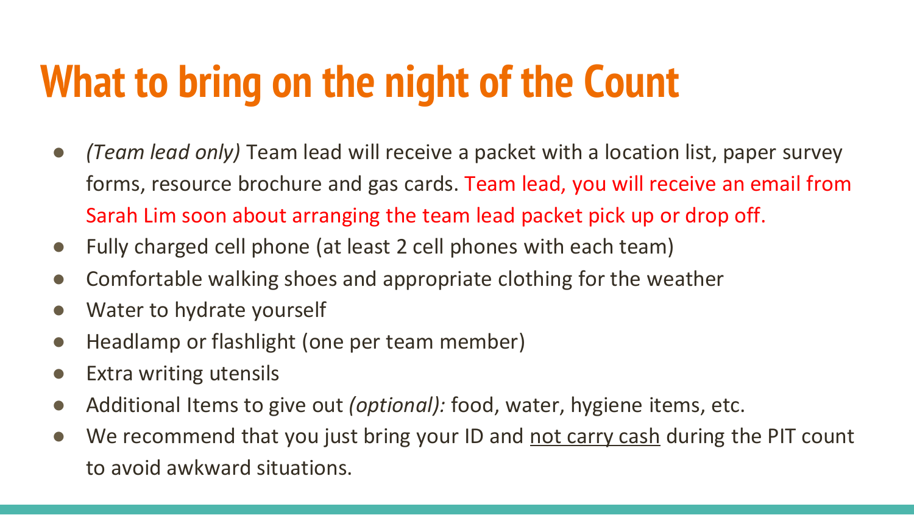# What to bring on the night of the Count

- *(Team lead only)* Team lead will receive a packet with a location list, paper survey forms, resource brochure and gas cards. Team lead, you will receive an email from Sarah Lim soon about arranging the team lead packet pick up or drop off.
- Fully charged cell phone (at least 2 cell phones with each team)
- Comfortable walking shoes and appropriate clothing for the weather
- Water to hydrate yourself
- Headlamp or flashlight (one per team member)
- Extra writing utensils
- Additional Items to give out *(optional):* food, water, hygiene items, etc.
- We recommend that you just bring your ID and <u>not carry cash</u> during the PIT count to avoid awkward situations.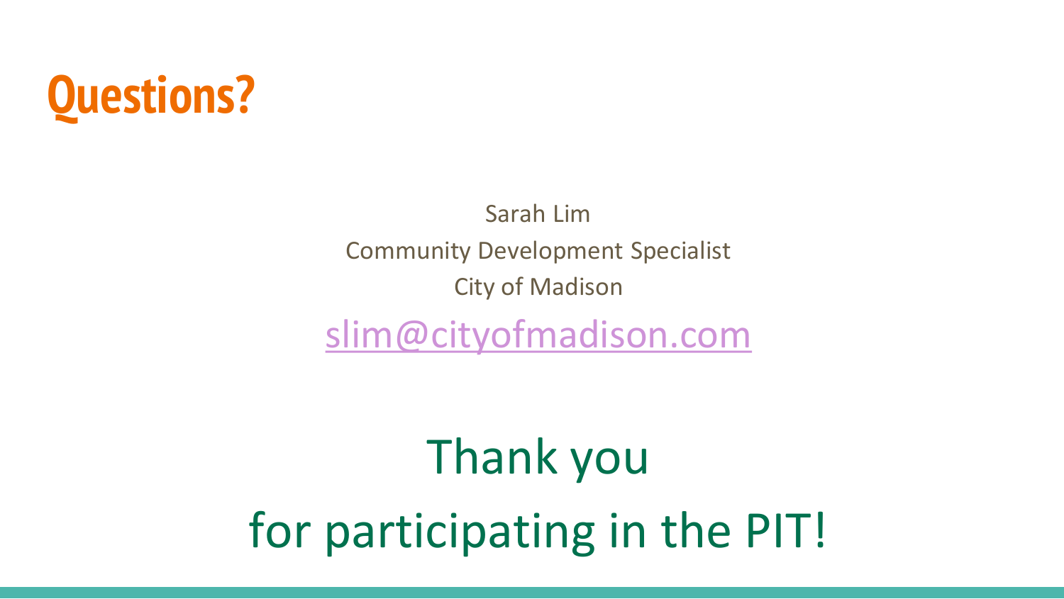# Questions?

Sarah Lim

Community Development Specialist

City of Madison

slim@cityofmadison.com

Thank you

for participating in the PIT!